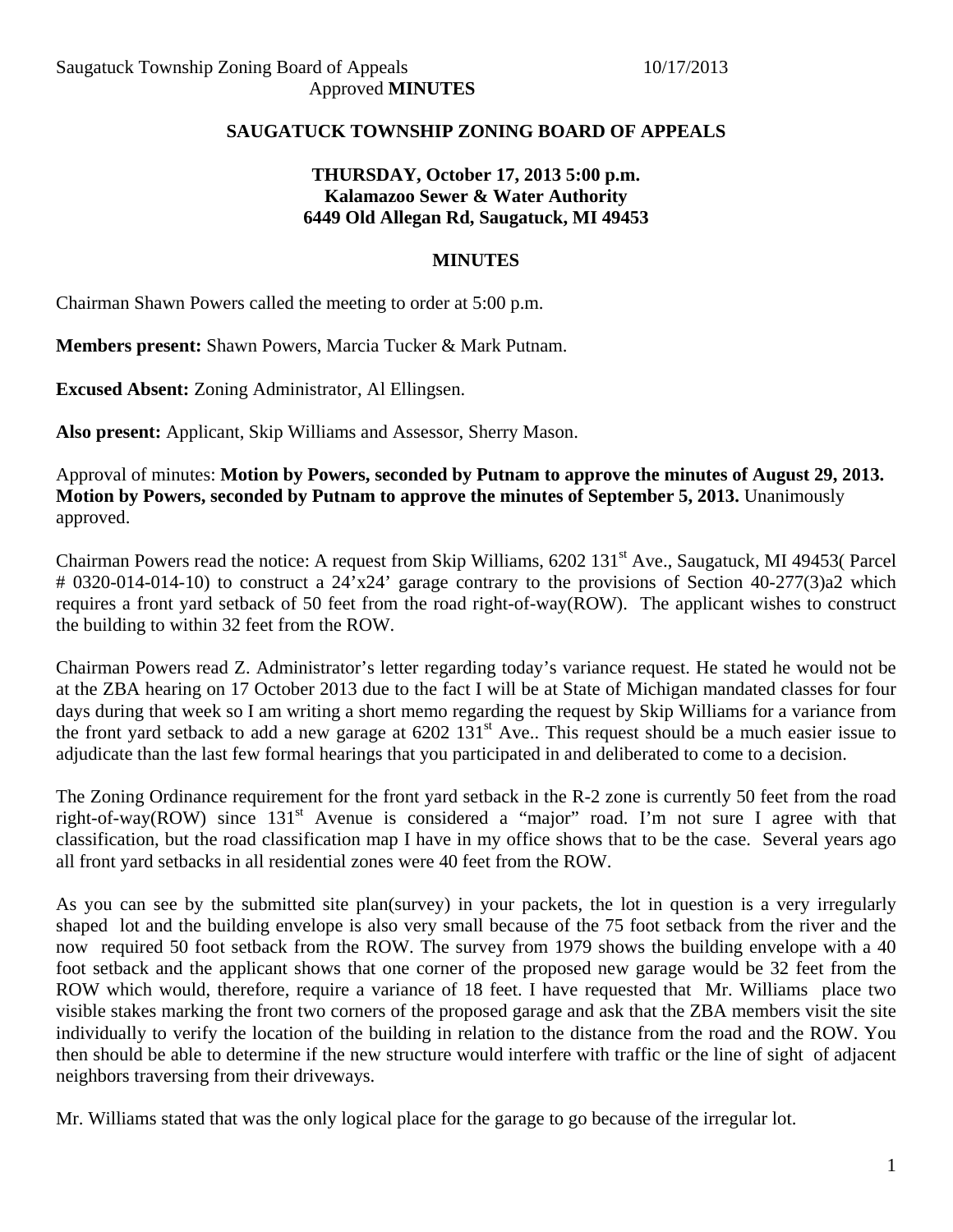Saugatuck Township Zoning Board of Appeals 10/17/2013
Approved **MINUTES**

## SAUGATUCK TOWNSHIP ZONING BOARD OF APPEALS

**THURSDAY, October 17, 2013 5:00 p.m.**
**Kalamazoo Sewer & Water Authority**
**6449 Old Allegan Rd, Saugatuck, MI 49453**

### MINUTES

Chairman Shawn Powers called the meeting to order at 5:00 p.m.

**Members present:** Shawn Powers, Marcia Tucker & Mark Putnam.

**Excused Absent:** Zoning Administrator, Al Ellingsen.

**Also present:** Applicant, Skip Williams and Assessor, Sherry Mason.

Approval of minutes: **Motion by Powers, seconded by Putnam to approve the minutes of August 29, 2013. Motion by Powers, seconded by Putnam to approve the minutes of September 5, 2013.** Unanimously approved.

Chairman Powers read the notice: A request from Skip Williams, 6202 131st Ave., Saugatuck, MI 49453( Parcel # 0320-014-014-10) to construct a 24'x24' garage contrary to the provisions of Section 40-277(3)a2 which requires a front yard setback of 50 feet from the road right-of-way(ROW). The applicant wishes to construct the building to within 32 feet from the ROW.

Chairman Powers read Z. Administrator's letter regarding today's variance request. He stated he would not be at the ZBA hearing on 17 October 2013 due to the fact I will be at State of Michigan mandated classes for four days during that week so I am writing a short memo regarding the request by Skip Williams for a variance from the front yard setback to add a new garage at 6202 131st Ave.. This request should be a much easier issue to adjudicate than the last few formal hearings that you participated in and deliberated to come to a decision.

The Zoning Ordinance requirement for the front yard setback in the R-2 zone is currently 50 feet from the road right-of-way(ROW) since 131st Avenue is considered a "major" road. I'm not sure I agree with that classification, but the road classification map I have in my office shows that to be the case. Several years ago all front yard setbacks in all residential zones were 40 feet from the ROW.

As you can see by the submitted site plan(survey) in your packets, the lot in question is a very irregularly shaped lot and the building envelope is also very small because of the 75 foot setback from the river and the now required 50 foot setback from the ROW. The survey from 1979 shows the building envelope with a 40 foot setback and the applicant shows that one corner of the proposed new garage would be 32 feet from the ROW which would, therefore, require a variance of 18 feet. I have requested that Mr. Williams place two visible stakes marking the front two corners of the proposed garage and ask that the ZBA members visit the site individually to verify the location of the building in relation to the distance from the road and the ROW. You then should be able to determine if the new structure would interfere with traffic or the line of sight of adjacent neighbors traversing from their driveways.

Mr. Williams stated that was the only logical place for the garage to go because of the irregular lot.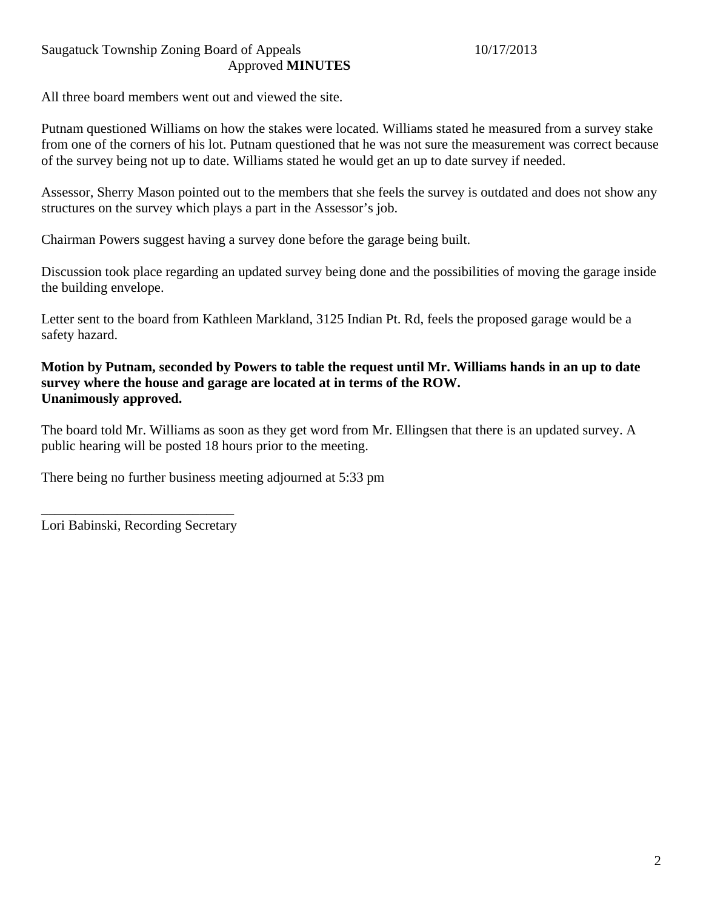All three board members went out and viewed the site.

Putnam questioned Williams on how the stakes were located. Williams stated he measured from a survey stake from one of the corners of his lot. Putnam questioned that he was not sure the measurement was correct because of the survey being not up to date. Williams stated he would get an up to date survey if needed.

Assessor, Sherry Mason pointed out to the members that she feels the survey is outdated and does not show any structures on the survey which plays a part in the Assessor's job.

Chairman Powers suggest having a survey done before the garage being built.

Discussion took place regarding an updated survey being done and the possibilities of moving the garage inside the building envelope.

Letter sent to the board from Kathleen Markland, 3125 Indian Pt. Rd, feels the proposed garage would be a safety hazard.

**Motion by Putnam, seconded by Powers to table the request until Mr. Williams hands in an up to date survey where the house and garage are located at in terms of the ROW.**
**Unanimously approved.**

The board told Mr. Williams as soon as they get word from Mr. Ellingsen that there is an updated survey. A public hearing will be posted 18 hours prior to the meeting.

There being no further business meeting adjourned at 5:33 pm

___________________________
Lori Babinski, Recording Secretary